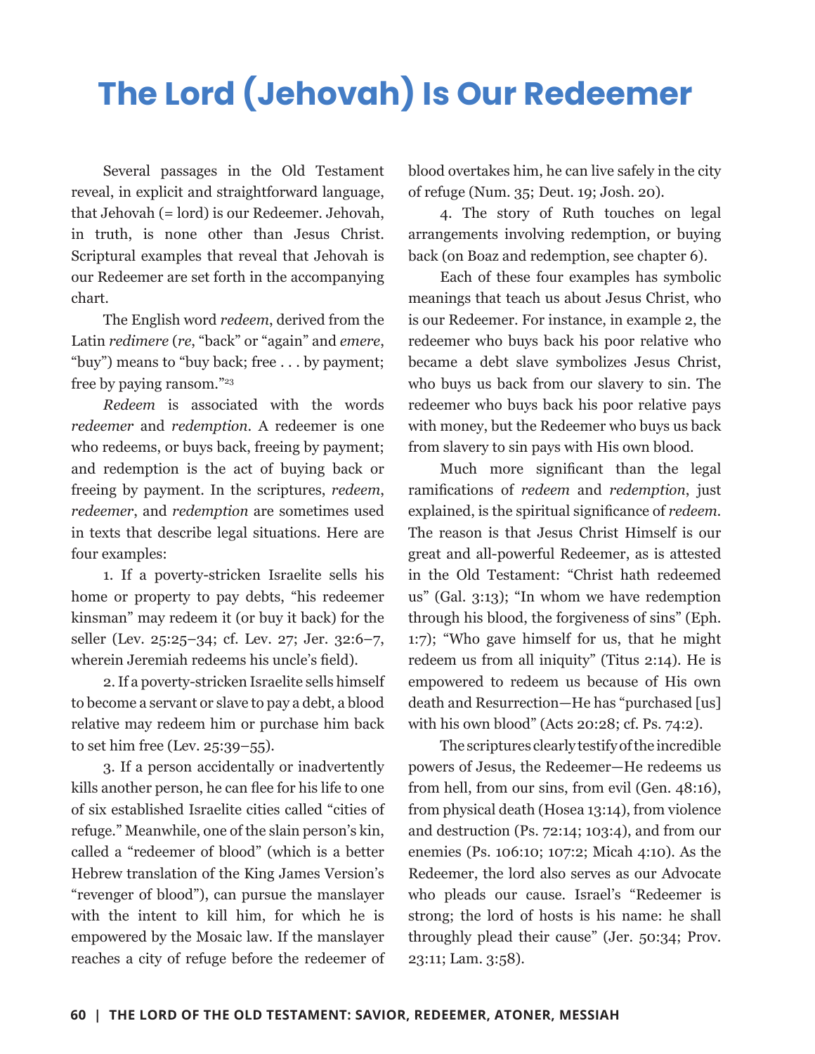# The Lord (Jehovah) Is Our Redeemer

Several passages in the Old Testament reveal, in explicit and straightforward language, that Jehovah (= lord) is our Redeemer. Jehovah, in truth, is none other than Jesus Christ. Scriptural examples that reveal that Jehovah is our Redeemer are set forth in the accompanying chart.

The English word *redeem*, derived from the Latin *redimere* (*re*, "back" or "again" and *emere*, "buy") means to "buy back; free . . . by payment; free by paying ransom."[23]

*Redeem* is associated with the words *redeemer* and *redemption*. A redeemer is one who redeems, or buys back, freeing by payment; and redemption is the act of buying back or freeing by payment. In the scriptures, *redeem*, *redeemer*, and *redemption* are sometimes used in texts that describe legal situations. Here are four examples:

1. If a poverty-stricken Israelite sells his home or property to pay debts, "his redeemer kinsman" may redeem it (or buy it back) for the seller (Lev. 25:25–34; cf. Lev. 27; Jer. 32:6–7, wherein Jeremiah redeems his uncle's field).

2. If a poverty-stricken Israelite sells himself to become a servant or slave to pay a debt, a blood relative may redeem him or purchase him back to set him free (Lev. 25:39–55).

3. If a person accidentally or inadvertently kills another person, he can flee for his life to one of six established Israelite cities called "cities of refuge." Meanwhile, one of the slain person's kin, called a "redeemer of blood" (which is a better Hebrew translation of the King James Version's "revenger of blood"), can pursue the manslayer with the intent to kill him, for which he is empowered by the Mosaic law. If the manslayer reaches a city of refuge before the redeemer of blood overtakes him, he can live safely in the city of refuge (Num. 35; Deut. 19; Josh. 20).

4. The story of Ruth touches on legal arrangements involving redemption, or buying back (on Boaz and redemption, see chapter 6).

Each of these four examples has symbolic meanings that teach us about Jesus Christ, who is our Redeemer. For instance, in example 2, the redeemer who buys back his poor relative who became a debt slave symbolizes Jesus Christ, who buys us back from our slavery to sin. The redeemer who buys back his poor relative pays with money, but the Redeemer who buys us back from slavery to sin pays with His own blood.

Much more significant than the legal ramifications of *redeem* and *redemption*, just explained, is the spiritual significance of *redeem*. The reason is that Jesus Christ Himself is our great and all-powerful Redeemer, as is attested in the Old Testament: "Christ hath redeemed us" (Gal. 3:13); "In whom we have redemption through his blood, the forgiveness of sins" (Eph. 1:7); "Who gave himself for us, that he might redeem us from all iniquity" (Titus 2:14). He is empowered to redeem us because of His own death and Resurrection—He has "purchased [us] with his own blood" (Acts 20:28; cf. Ps. 74:2).

The scriptures clearly testify of the incredible powers of Jesus, the Redeemer—He redeems us from hell, from our sins, from evil (Gen. 48:16), from physical death (Hosea 13:14), from violence and destruction (Ps. 72:14; 103:4), and from our enemies (Ps. 106:10; 107:2; Micah 4:10). As the Redeemer, the lord also serves as our Advocate who pleads our cause. Israel's "Redeemer is strong; the lord of hosts is his name: he shall throughly plead their cause" (Jer. 50:34; Prov. 23:11; Lam. 3:58).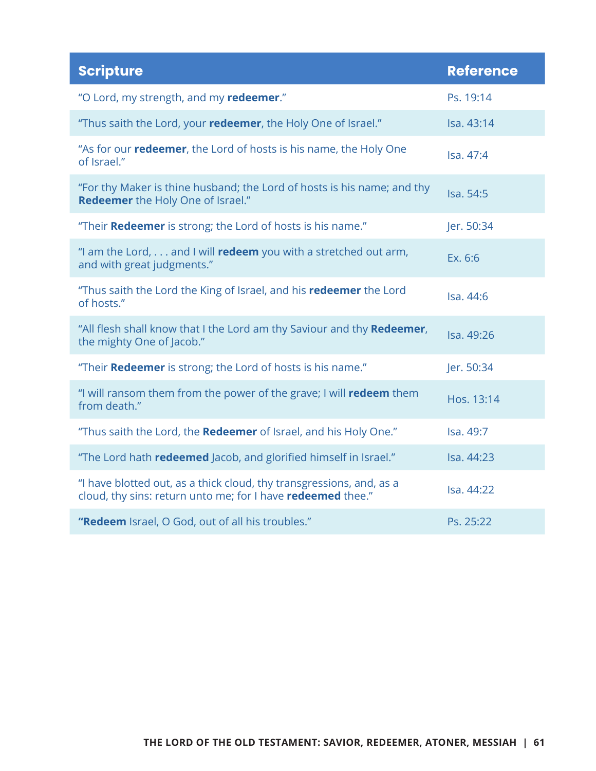| Scripture | Reference |
|---|---|
| “O Lord, my strength, and my **redeemer**.” | Ps. 19:14 |
| “Thus saith the Lord, your **redeemer**, the Holy One of Israel.” | Isa. 43:14 |
| “As for our **redeemer**, the Lord of hosts is his name, the Holy One of Israel.” | Isa. 47:4 |
| “For thy Maker is thine husband; the Lord of hosts is his name; and thy **Redeemer** the Holy One of Israel.” | Isa. 54:5 |
| “Their **Redeemer** is strong; the Lord of hosts is his name.” | Jer. 50:34 |
| “I am the Lord, . . . and I will **redeem** you with a stretched out arm, and with great judgments.” | Ex. 6:6 |
| “Thus saith the Lord the King of Israel, and his **redeemer** the Lord of hosts.” | Isa. 44:6 |
| “All flesh shall know that I the Lord am thy Saviour and thy **Redeemer**, the mighty One of Jacob.” | Isa. 49:26 |
| “Their **Redeemer** is strong; the Lord of hosts is his name.” | Jer. 50:34 |
| “I will ransom them from the power of the grave; I will **redeem** them from death.” | Hos. 13:14 |
| “Thus saith the Lord, the **Redeemer** of Israel, and his Holy One.” | Isa. 49:7 |
| “The Lord hath **redeemed** Jacob, and glorified himself in Israel.” | Isa. 44:23 |
| “I have blotted out, as a thick cloud, thy transgressions, and, as a cloud, thy sins: return unto me; for I have **redeemed** thee.” | Isa. 44:22 |
| **“Redeem** Israel, O God, out of all his troubles.” | Ps. 25:22 |